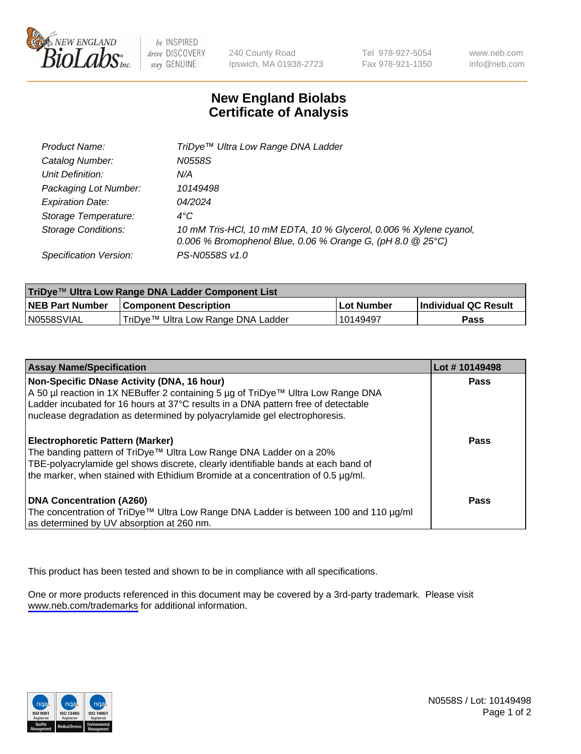# New England Biolabs
## Certificate of Analysis

| | |
|---|---|
| *Product Name:* | *TriDye™ Ultra Low Range DNA Ladder* |
| *Catalog Number:* | *N0558S* |
| *Unit Definition:* | *N/A* |
| *Packaging Lot Number:* | *10149498* |
| *Expiration Date:* | *04/2024* |
| *Storage Temperature:* | *4°C* |
| *Storage Conditions:* | *10 mM Tris-HCl, 10 mM EDTA, 10 % Glycerol, 0.006 % Xylene cyanol, 0.006 % Bromophenol Blue, 0.06 % Orange G, (pH 8.0 @ 25°C)* |
| *Specification Version:* | *PS-N0558S v1.0* |

| TriDye™ Ultra Low Range DNA Ladder Component List | | | |
|---|---|---|---|
| **NEB Part Number** | **Component Description** | **Lot Number** | **Individual QC Result** |
| N0558SVIAL | TriDye™ Ultra Low Range DNA Ladder | 10149497 | **Pass** |

| Assay Name/Specification | Lot # 10149498 |
|---|---|
| **Non-Specific DNase Activity (DNA, 16 hour)** A 50 µl reaction in 1X NEBuffer 2 containing 5 µg of TriDye™ Ultra Low Range DNA Ladder incubated for 16 hours at 37°C results in a DNA pattern free of detectable nuclease degradation as determined by polyacrylamide gel electrophoresis. | **Pass** |
| **Electrophoretic Pattern (Marker)** The banding pattern of TriDye™ Ultra Low Range DNA Ladder on a 20% TBE-polyacrylamide gel shows discrete, clearly identifiable bands at each band of the marker, when stained with Ethidium Bromide at a concentration of 0.5 µg/ml. | **Pass** |
| **DNA Concentration (A260)** The concentration of TriDye™ Ultra Low Range DNA Ladder is between 100 and 110 µg/ml as determined by UV absorption at 260 nm. | **Pass** |

This product has been tested and shown to be in compliance with all specifications.

One or more products referenced in this document may be covered by a 3rd-party trademark. Please visit www.neb.com/trademarks for additional information.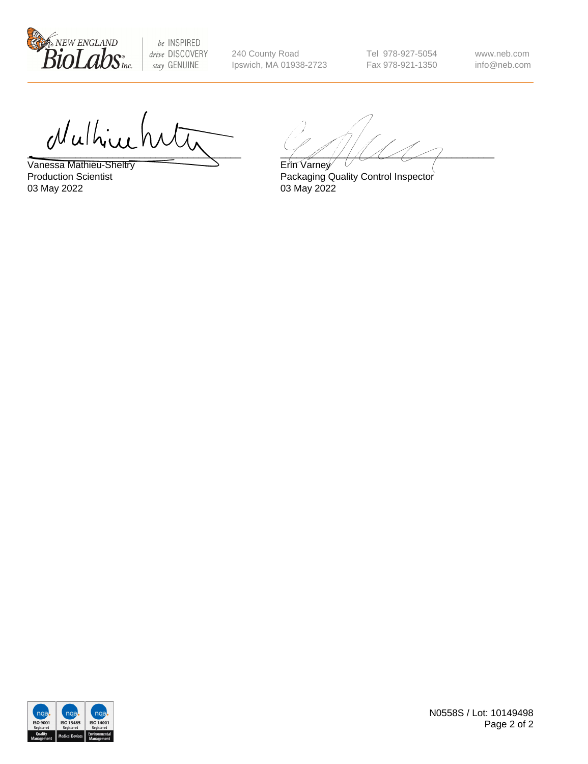be INSPIRED
drive DISCOVERY
stay GENUINE

240 County Road
Ipswich, MA 01938-2723

Tel 978-927-5054
Fax 978-921-1350

www.neb.com
info@neb.com

Vanessa Mathieu-Sheltry
Production Scientist
03 May 2022

Erin Varney
Packaging Quality Control Inspector
03 May 2022

N0558S / Lot: 10149498